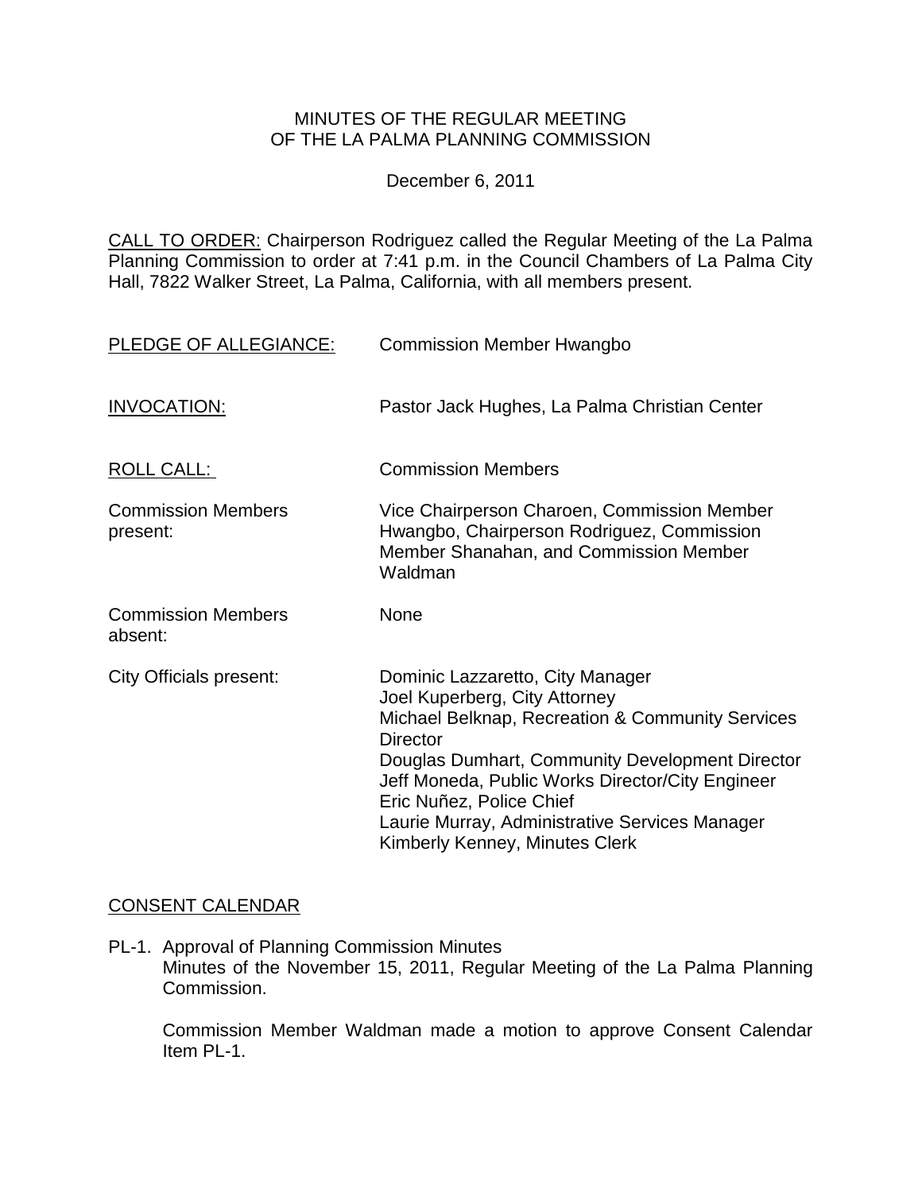MINUTES OF THE REGULAR MEETING
OF THE LA PALMA PLANNING COMMISSION

December 6, 2011

CALL TO ORDER: Chairperson Rodriguez called the Regular Meeting of the La Palma Planning Commission to order at 7:41 p.m. in the Council Chambers of La Palma City Hall, 7822 Walker Street, La Palma, California, with all members present.

| | |
|---|---|
| PLEDGE OF ALLEGIANCE: | Commission Member Hwangbo |
| INVOCATION: | Pastor Jack Hughes, La Palma Christian Center |
| ROLL CALL: | Commission Members |
| Commission Members present: | Vice Chairperson Charoen, Commission Member Hwangbo, Chairperson Rodriguez, Commission Member Shanahan, and Commission Member Waldman |
| Commission Members absent: | None |
| City Officials present: | Dominic Lazzaretto, City Manager<br>Joel Kuperberg, City Attorney<br>Michael Belknap, Recreation & Community Services Director<br>Douglas Dumhart, Community Development Director<br>Jeff Moneda, Public Works Director/City Engineer<br>Eric Nuñez, Police Chief<br>Laurie Murray, Administrative Services Manager<br>Kimberly Kenney, Minutes Clerk |

CONSENT CALENDAR

PL-1. Approval of Planning Commission Minutes
Minutes of the November 15, 2011, Regular Meeting of the La Palma Planning Commission.

Commission Member Waldman made a motion to approve Consent Calendar Item PL-1.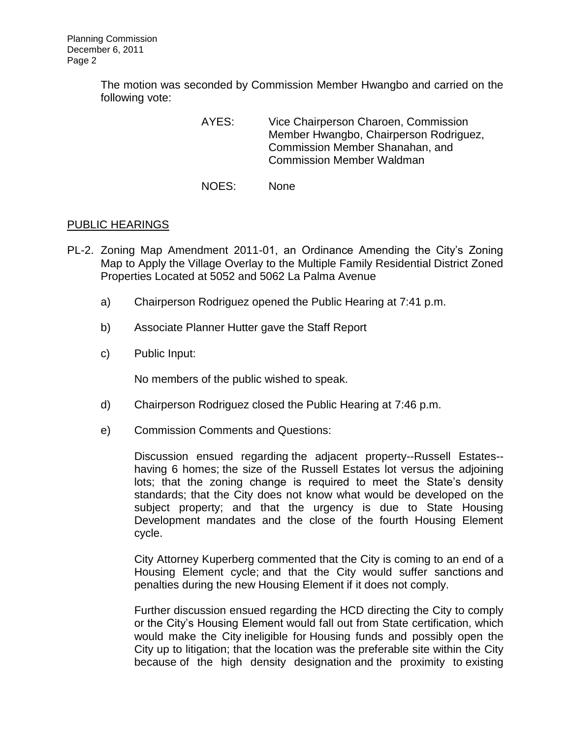The motion was seconded by Commission Member Hwangbo and carried on the following vote:

AYES: Vice Chairperson Charoen, Commission Member Hwangbo, Chairperson Rodriguez, Commission Member Shanahan, and Commission Member Waldman

NOES: None

## PUBLIC HEARINGS

PL-2. Zoning Map Amendment 2011-01, an Ordinance Amending the City's Zoning Map to Apply the Village Overlay to the Multiple Family Residential District Zoned Properties Located at 5052 and 5062 La Palma Avenue

a) Chairperson Rodriguez opened the Public Hearing at 7:41 p.m.

b) Associate Planner Hutter gave the Staff Report

c) Public Input:

No members of the public wished to speak.

d) Chairperson Rodriguez closed the Public Hearing at 7:46 p.m.

e) Commission Comments and Questions:

Discussion ensued regarding the adjacent property--Russell Estates--having 6 homes; the size of the Russell Estates lot versus the adjoining lots; that the zoning change is required to meet the State's density standards; that the City does not know what would be developed on the subject property; and that the urgency is due to State Housing Development mandates and the close of the fourth Housing Element cycle.

City Attorney Kuperberg commented that the City is coming to an end of a Housing Element cycle; and that the City would suffer sanctions and penalties during the new Housing Element if it does not comply.

Further discussion ensued regarding the HCD directing the City to comply or the City's Housing Element would fall out from State certification, which would make the City ineligible for Housing funds and possibly open the City up to litigation; that the location was the preferable site within the City because of the high density designation and the proximity to existing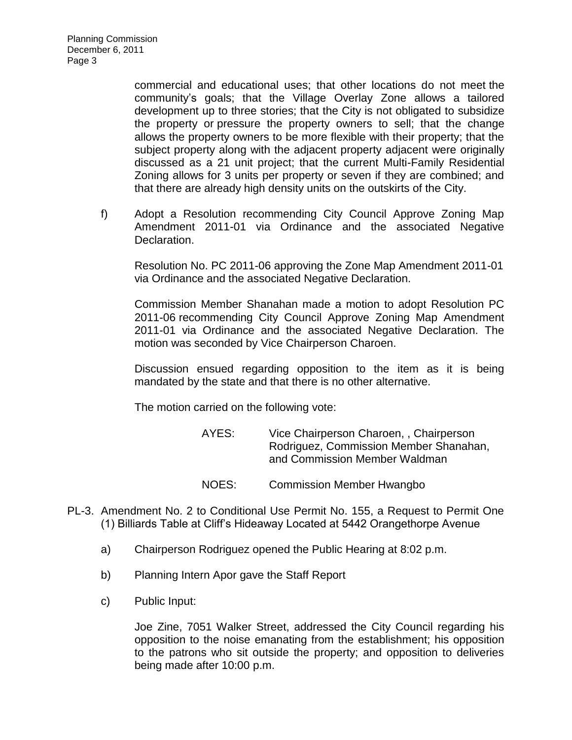commercial and educational uses; that other locations do not meet the community's goals; that the Village Overlay Zone allows a tailored development up to three stories; that the City is not obligated to subsidize the property or pressure the property owners to sell; that the change allows the property owners to be more flexible with their property; that the subject property along with the adjacent property adjacent were originally discussed as a 21 unit project; that the current Multi-Family Residential Zoning allows for 3 units per property or seven if they are combined; and that there are already high density units on the outskirts of the City.

f) Adopt a Resolution recommending City Council Approve Zoning Map Amendment 2011-01 via Ordinance and the associated Negative Declaration.

Resolution No. PC 2011-06 approving the Zone Map Amendment 2011-01 via Ordinance and the associated Negative Declaration.

Commission Member Shanahan made a motion to adopt Resolution PC 2011-06 recommending City Council Approve Zoning Map Amendment 2011-01 via Ordinance and the associated Negative Declaration. The motion was seconded by Vice Chairperson Charoen.

Discussion ensued regarding opposition to the item as it is being mandated by the state and that there is no other alternative.

The motion carried on the following vote:

AYES: Vice Chairperson Charoen, , Chairperson Rodriguez, Commission Member Shanahan, and Commission Member Waldman

NOES: Commission Member Hwangbo

PL-3. Amendment No. 2 to Conditional Use Permit No. 155, a Request to Permit One (1) Billiards Table at Cliff's Hideaway Located at 5442 Orangethorpe Avenue

a) Chairperson Rodriguez opened the Public Hearing at 8:02 p.m.

b) Planning Intern Apor gave the Staff Report

c) Public Input:

Joe Zine, 7051 Walker Street, addressed the City Council regarding his opposition to the noise emanating from the establishment; his opposition to the patrons who sit outside the property; and opposition to deliveries being made after 10:00 p.m.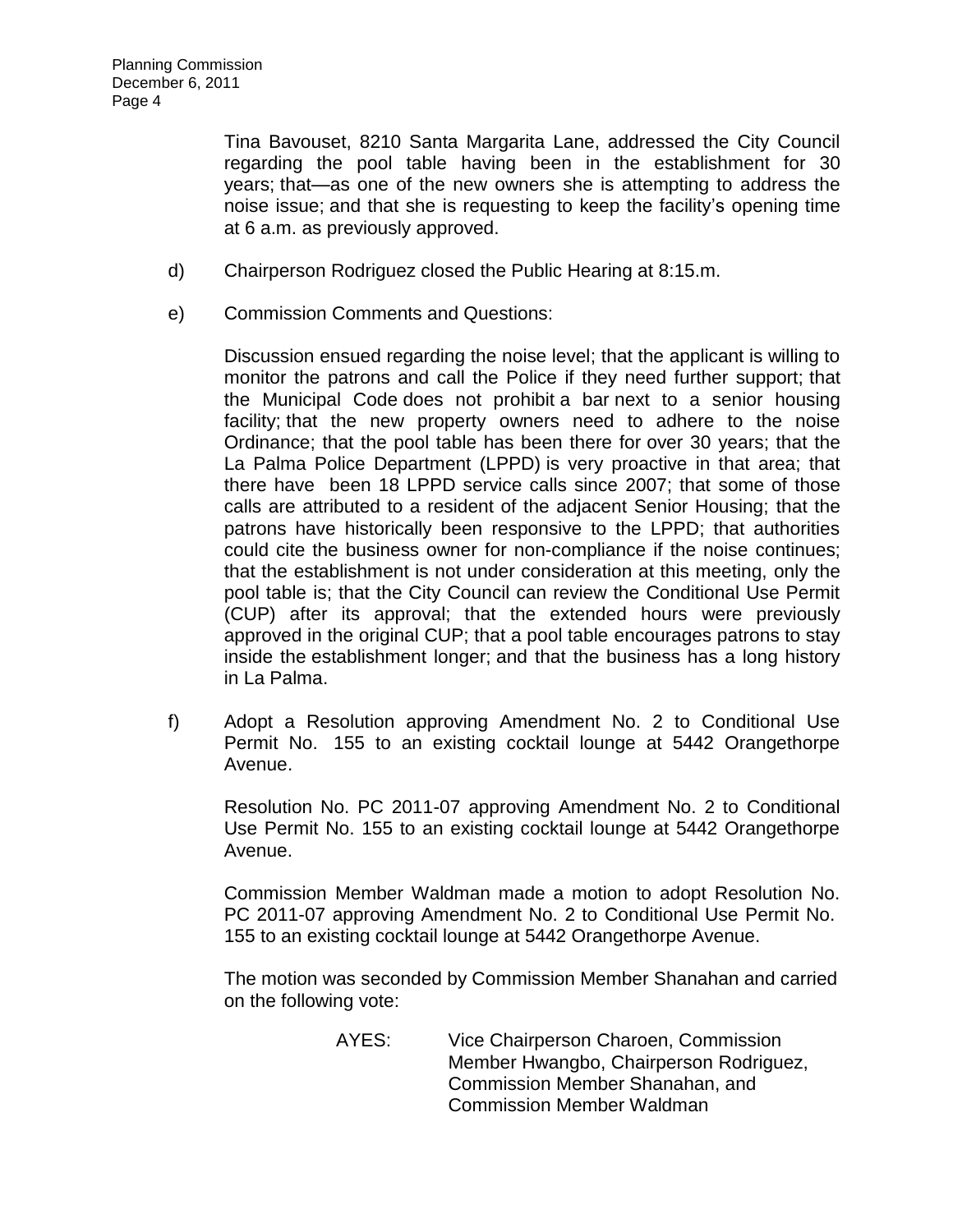Tina Bavouset, 8210 Santa Margarita Lane, addressed the City Council regarding the pool table having been in the establishment for 30 years; that—as one of the new owners she is attempting to address the noise issue; and that she is requesting to keep the facility's opening time at 6 a.m. as previously approved.

d) Chairperson Rodriguez closed the Public Hearing at 8:15.m.

e) Commission Comments and Questions:

Discussion ensued regarding the noise level; that the applicant is willing to monitor the patrons and call the Police if they need further support; that the Municipal Code does not prohibit a bar next to a senior housing facility; that the new property owners need to adhere to the noise Ordinance; that the pool table has been there for over 30 years; that the La Palma Police Department (LPPD) is very proactive in that area; that there have been 18 LPPD service calls since 2007; that some of those calls are attributed to a resident of the adjacent Senior Housing; that the patrons have historically been responsive to the LPPD; that authorities could cite the business owner for non-compliance if the noise continues; that the establishment is not under consideration at this meeting, only the pool table is; that the City Council can review the Conditional Use Permit (CUP) after its approval; that the extended hours were previously approved in the original CUP; that a pool table encourages patrons to stay inside the establishment longer; and that the business has a long history in La Palma.

f) Adopt a Resolution approving Amendment No. 2 to Conditional Use Permit No. 155 to an existing cocktail lounge at 5442 Orangethorpe Avenue.

Resolution No. PC 2011-07 approving Amendment No. 2 to Conditional Use Permit No. 155 to an existing cocktail lounge at 5442 Orangethorpe Avenue.

Commission Member Waldman made a motion to adopt Resolution No. PC 2011-07 approving Amendment No. 2 to Conditional Use Permit No. 155 to an existing cocktail lounge at 5442 Orangethorpe Avenue.

The motion was seconded by Commission Member Shanahan and carried on the following vote:

AYES: Vice Chairperson Charoen, Commission Member Hwangbo, Chairperson Rodriguez, Commission Member Shanahan, and Commission Member Waldman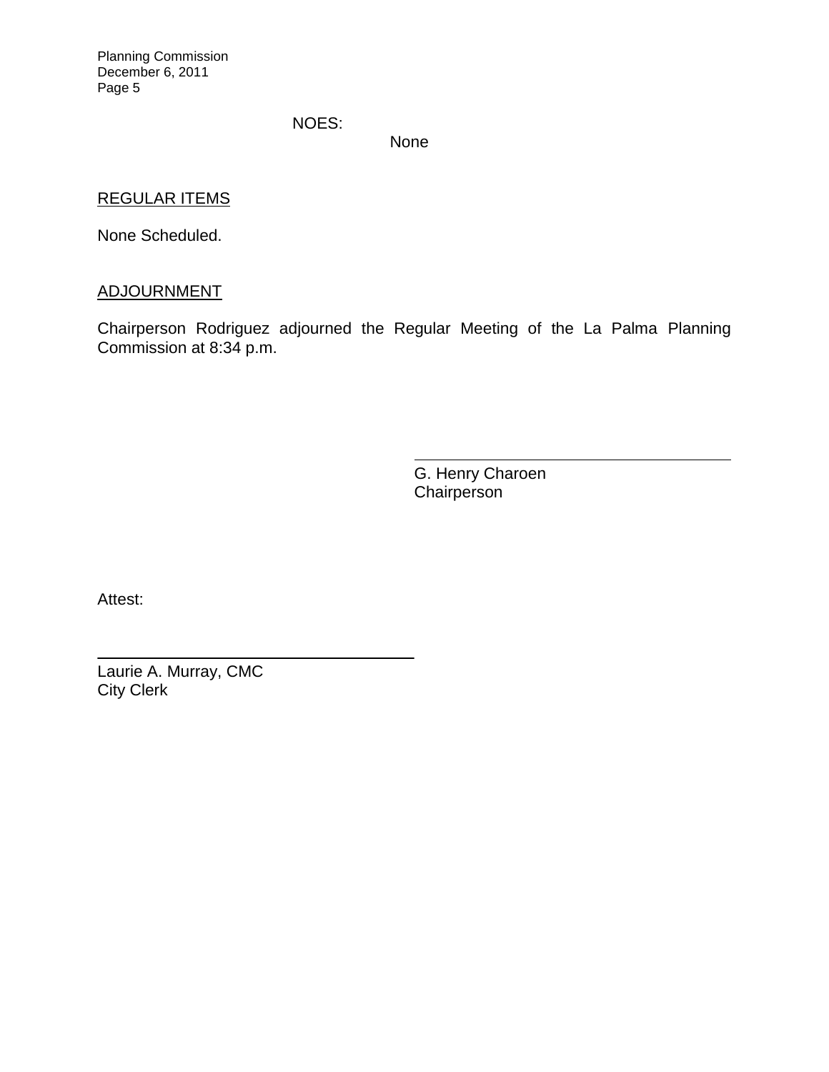NOES:
None

## REGULAR ITEMS

None Scheduled.

## ADJOURNMENT

Chairperson Rodriguez adjourned the Regular Meeting of the La Palma Planning Commission at 8:34 p.m.

\_\_\_\_\_\_\_\_\_\_\_\_\_\_\_\_\_\_\_\_\_\_\_\_\_\_\_\_\_\_\_\_\_\_\_\_

G. Henry Charoen
Chairperson

Attest:

\_\_\_\_\_\_\_\_\_\_\_\_\_\_\_\_\_\_\_\_\_\_\_\_\_\_\_\_\_\_\_\_\_\_\_\_

Laurie A. Murray, CMC
City Clerk